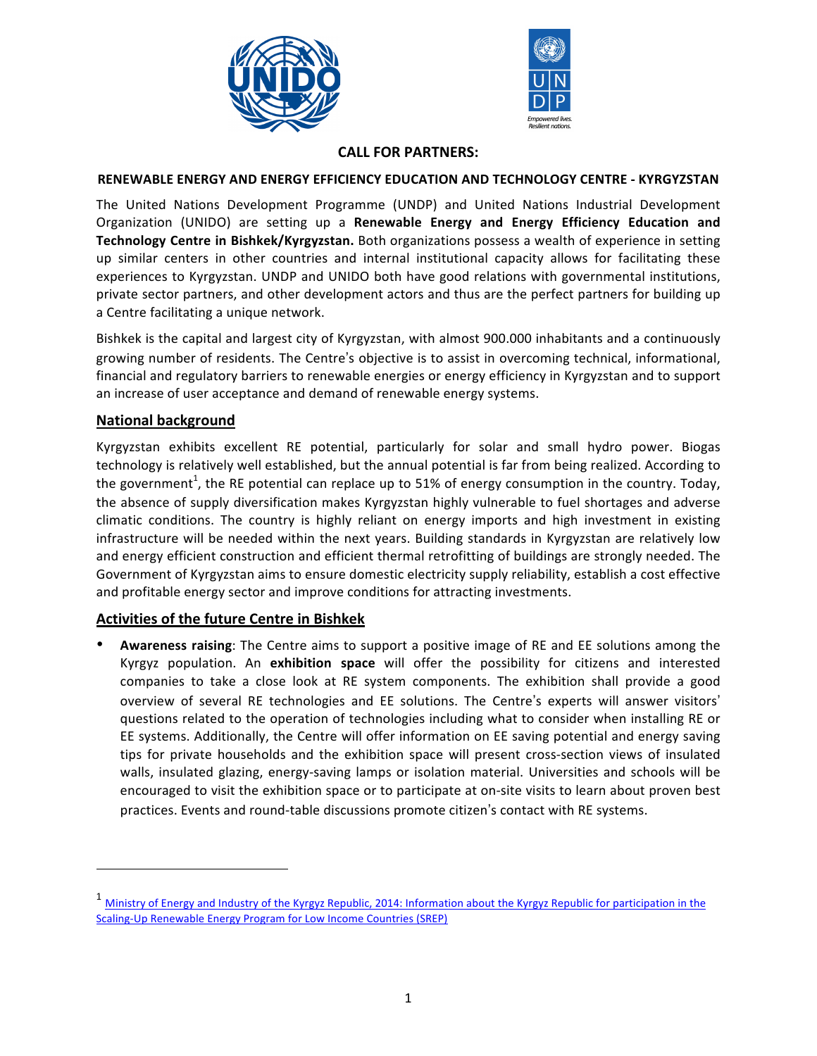**CALL FOR PARTNERS:**

**RENEWABLE ENERGY AND ENERGY EFFICIENCY EDUCATION AND TECHNOLOGY CENTRE - KYRGYZSTAN**

The United Nations Development Programme (UNDP) and United Nations Industrial Development Organization (UNIDO) are setting up a **Renewable Energy and Energy Efficiency Education and Technology Centre in Bishkek/Kyrgyzstan.** Both organizations possess a wealth of experience in setting up similar centers in other countries and internal institutional capacity allows for facilitating these experiences to Kyrgyzstan. UNDP and UNIDO both have good relations with governmental institutions, private sector partners, and other development actors and thus are the perfect partners for building up a Centre facilitating a unique network.

Bishkek is the capital and largest city of Kyrgyzstan, with almost 900.000 inhabitants and a continuously growing number of residents. The Centre's objective is to assist in overcoming technical, informational, financial and regulatory barriers to renewable energies or energy efficiency in Kyrgyzstan and to support an increase of user acceptance and demand of renewable energy systems.

## National background

Kyrgyzstan exhibits excellent RE potential, particularly for solar and small hydro power. Biogas technology is relatively well established, but the annual potential is far from being realized. According to the government[1], the RE potential can replace up to 51% of energy consumption in the country. Today, the absence of supply diversification makes Kyrgyzstan highly vulnerable to fuel shortages and adverse climatic conditions. The country is highly reliant on energy imports and high investment in existing infrastructure will be needed within the next years. Building standards in Kyrgyzstan are relatively low and energy efficient construction and efficient thermal retrofitting of buildings are strongly needed. The Government of Kyrgyzstan aims to ensure domestic electricity supply reliability, establish a cost effective and profitable energy sector and improve conditions for attracting investments.

## Activities of the future Centre in Bishkek

- **Awareness raising**: The Centre aims to support a positive image of RE and EE solutions among the Kyrgyz population. An **exhibition space** will offer the possibility for citizens and interested companies to take a close look at RE system components. The exhibition shall provide a good overview of several RE technologies and EE solutions. The Centre's experts will answer visitors' questions related to the operation of technologies including what to consider when installing RE or EE systems. Additionally, the Centre will offer information on EE saving potential and energy saving tips for private households and the exhibition space will present cross-section views of insulated walls, insulated glazing, energy-saving lamps or isolation material. Universities and schools will be encouraged to visit the exhibition space or to participate at on-site visits to learn about proven best practices. Events and round-table discussions promote citizen's contact with RE systems.

---

[1] Ministry of Energy and Industry of the Kyrgyz Republic, 2014: Information about the Kyrgyz Republic for participation in the Scaling-Up Renewable Energy Program for Low Income Countries (SREP)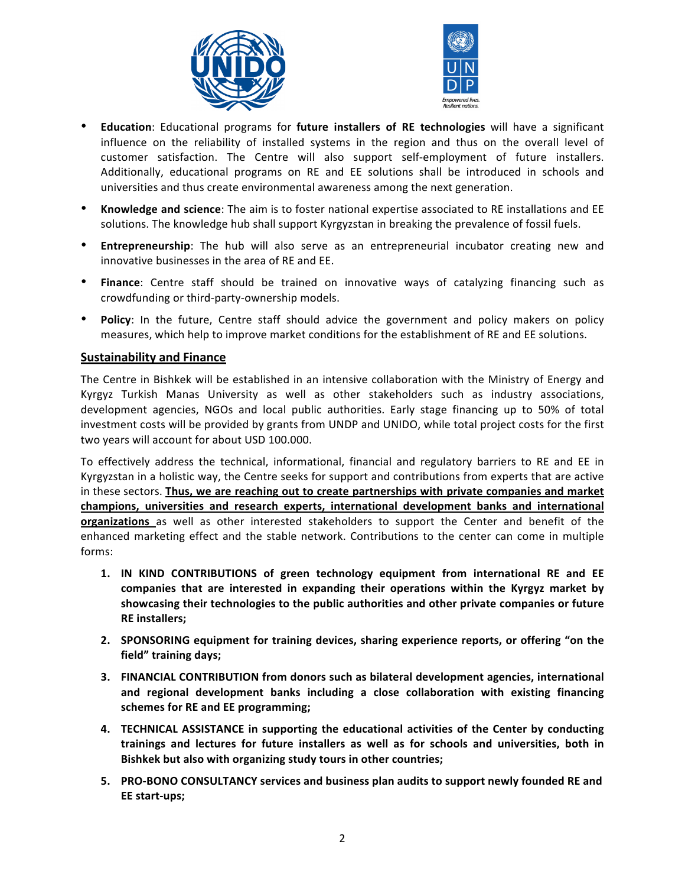- **Education**: Educational programs for **future installers of RE technologies** will have a significant influence on the reliability of installed systems in the region and thus on the overall level of customer satisfaction. The Centre will also support self-employment of future installers. Additionally, educational programs on RE and EE solutions shall be introduced in schools and universities and thus create environmental awareness among the next generation.
- **Knowledge and science**: The aim is to foster national expertise associated to RE installations and EE solutions. The knowledge hub shall support Kyrgyzstan in breaking the prevalence of fossil fuels.
- **Entrepreneurship**: The hub will also serve as an entrepreneurial incubator creating new and innovative businesses in the area of RE and EE.
- **Finance**: Centre staff should be trained on innovative ways of catalyzing financing such as crowdfunding or third-party-ownership models.
- **Policy**: In the future, Centre staff should advice the government and policy makers on policy measures, which help to improve market conditions for the establishment of RE and EE solutions.

## Sustainability and Finance

The Centre in Bishkek will be established in an intensive collaboration with the Ministry of Energy and Kyrgyz Turkish Manas University as well as other stakeholders such as industry associations, development agencies, NGOs and local public authorities. Early stage financing up to 50% of total investment costs will be provided by grants from UNDP and UNIDO, while total project costs for the first two years will account for about USD 100.000.

To effectively address the technical, informational, financial and regulatory barriers to RE and EE in Kyrgyzstan in a holistic way, the Centre seeks for support and contributions from experts that are active in these sectors. **Thus, we are reaching out to create partnerships with private companies and market champions, universities and research experts, international development banks and international organizations** as well as other interested stakeholders to support the Center and benefit of the enhanced marketing effect and the stable network. Contributions to the center can come in multiple forms:

1. **IN KIND CONTRIBUTIONS of green technology equipment from international RE and EE companies that are interested in expanding their operations within the Kyrgyz market by showcasing their technologies to the public authorities and other private companies or future RE installers;**
2. **SPONSORING equipment for training devices, sharing experience reports, or offering "on the field" training days;**
3. **FINANCIAL CONTRIBUTION from donors such as bilateral development agencies, international and regional development banks including a close collaboration with existing financing schemes for RE and EE programming;**
4. **TECHNICAL ASSISTANCE in supporting the educational activities of the Center by conducting trainings and lectures for future installers as well as for schools and universities, both in Bishkek but also with organizing study tours in other countries;**
5. **PRO-BONO CONSULTANCY services and business plan audits to support newly founded RE and EE start-ups;**